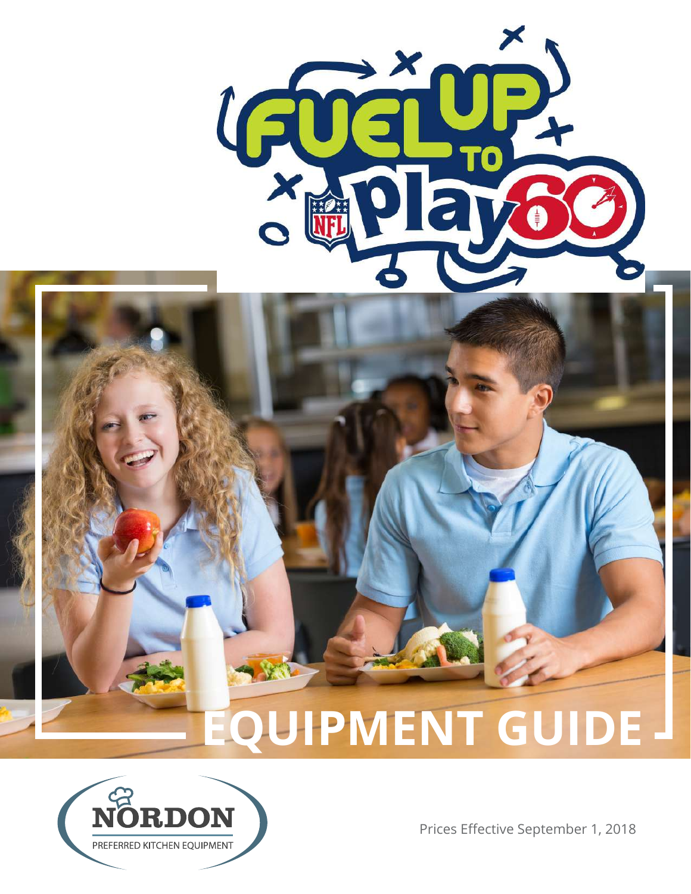# Fuel Up to Play 60

# EQUIPMENT GUIDE

NORDON
PREFERRED KITCHEN EQUIPMENT

Prices Effective September 1, 2018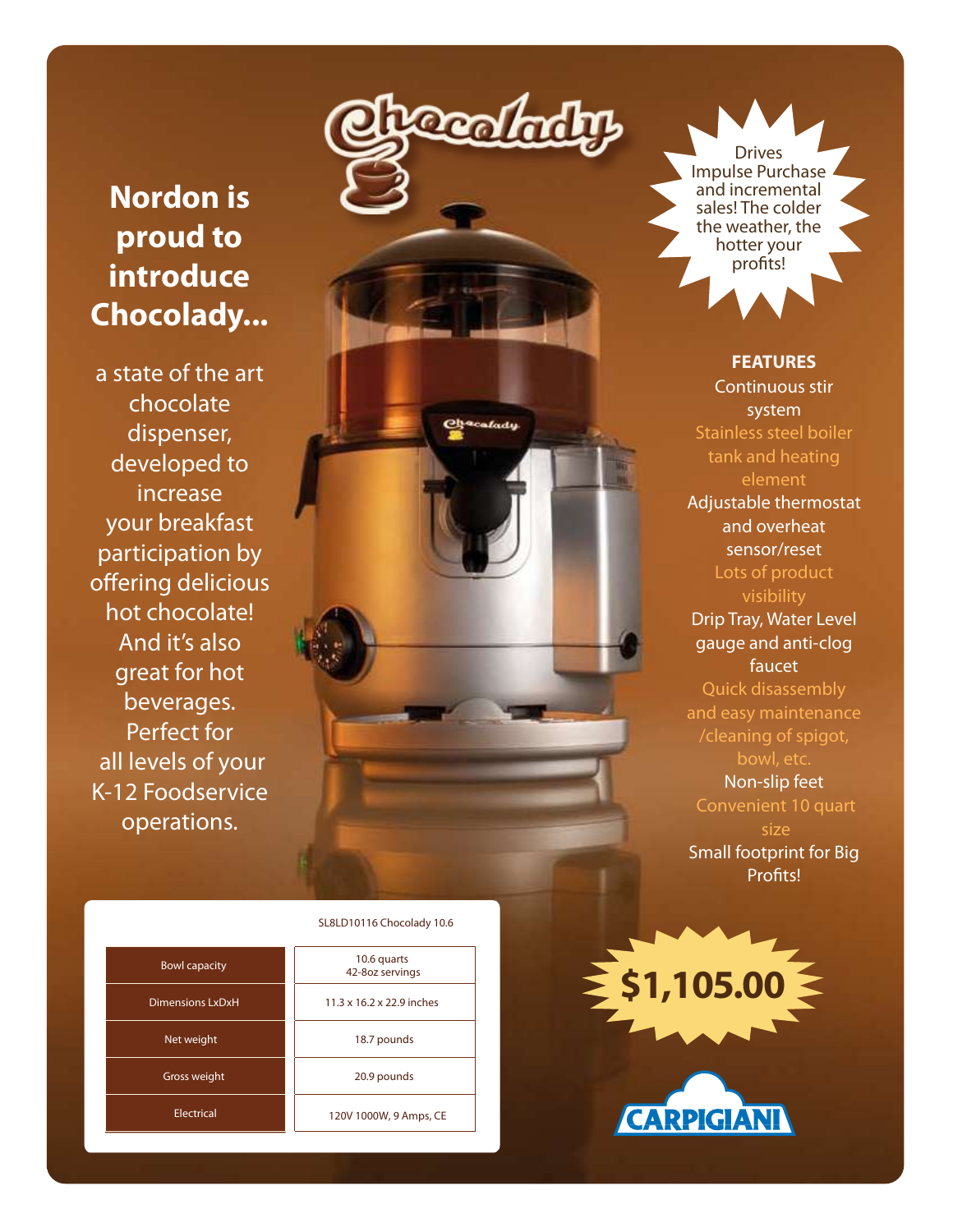# Nordon is proud to introduce Chocolady...

a state of the art chocolate dispenser, developed to increase your breakfast participation by offering delicious hot chocolate! And it's also great for hot beverages. Perfect for all levels of your K-12 Foodservice operations.

Drives Impulse Purchase and incremental sales! The colder the weather, the hotter your profits!

**FEATURES**

- Continuous stir system
- Stainless steel boiler tank and heating element
- Adjustable thermostat and overheat sensor/reset
- Lots of product visibility
- Drip Tray, Water Level gauge and anti-clog faucet
- Quick disassembly and easy maintenance /cleaning of spigot, bowl, etc.
- Non-slip feet
- Convenient 10 quart size
- Small footprint for Big Profits!

| | SL8LD10116 Chocolady 10.6 |
|---|---|
| Bowl capacity | 10.6 quarts<br>42-8oz servings |
| Dimensions LxDxH | 11.3 x 16.2 x 22.9 inches |
| Net weight | 18.7 pounds |
| Gross weight | 20.9 pounds |
| Electrical | 120V 1000W, 9 Amps, CE |

**$1,105.00**

CARPIGIANI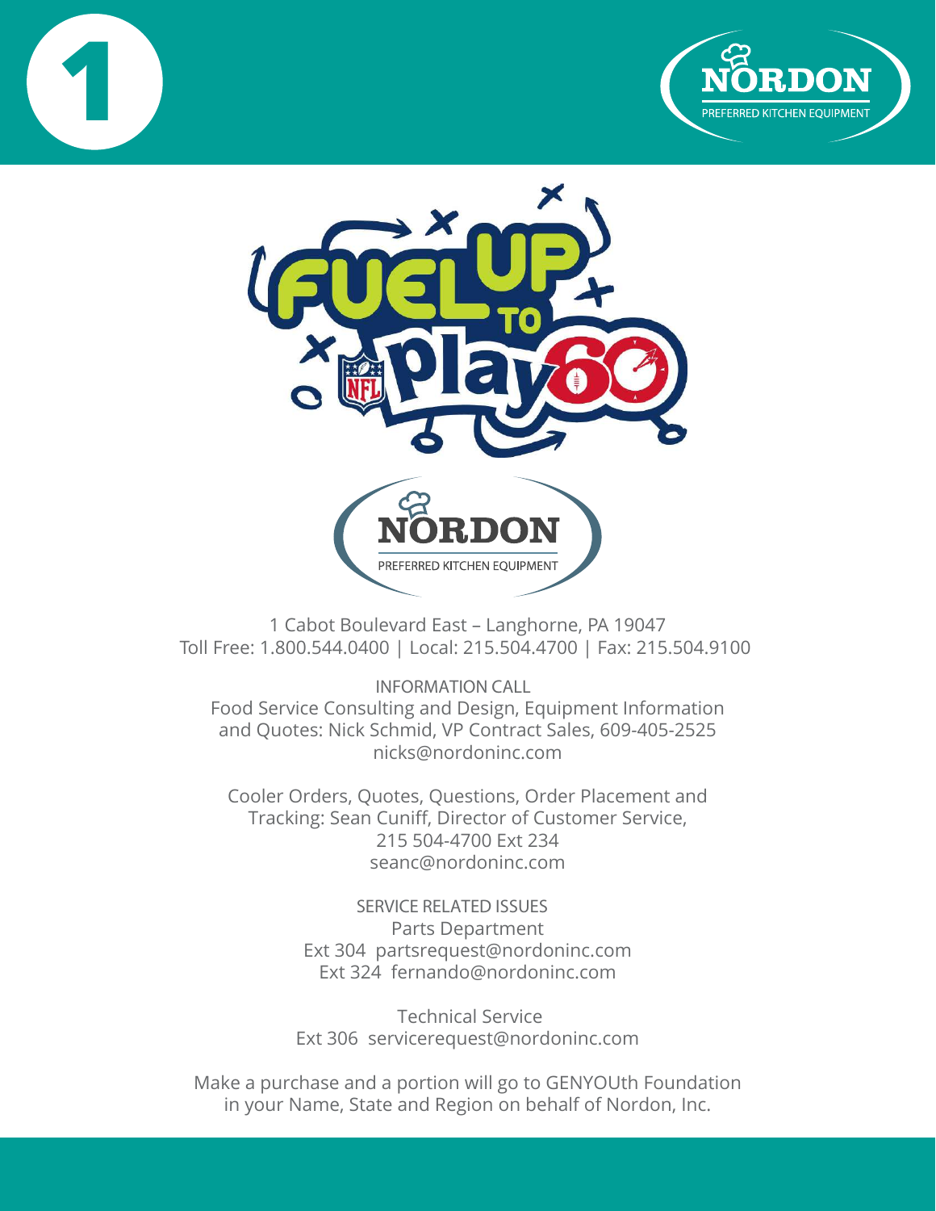1

NORDON
PREFERRED KITCHEN EQUIPMENT

FUEL UP TO play 60

NORDON
PREFERRED KITCHEN EQUIPMENT

1 Cabot Boulevard East – Langhorne, PA 19047
Toll Free: 1.800.544.0400 | Local: 215.504.4700 | Fax: 215.504.9100

INFORMATION CALL
Food Service Consulting and Design, Equipment Information and Quotes: Nick Schmid, VP Contract Sales, 609-405-2525
nicks@nordoninc.com

Cooler Orders, Quotes, Questions, Order Placement and Tracking: Sean Cuniff, Director of Customer Service,
215 504-4700 Ext 234
seanc@nordoninc.com

SERVICE RELATED ISSUES
Parts Department
Ext 304 partsrequest@nordoninc.com
Ext 324 fernando@nordoninc.com

Technical Service
Ext 306 servicerequest@nordoninc.com

Make a purchase and a portion will go to GENYOUth Foundation in your Name, State and Region on behalf of Nordon, Inc.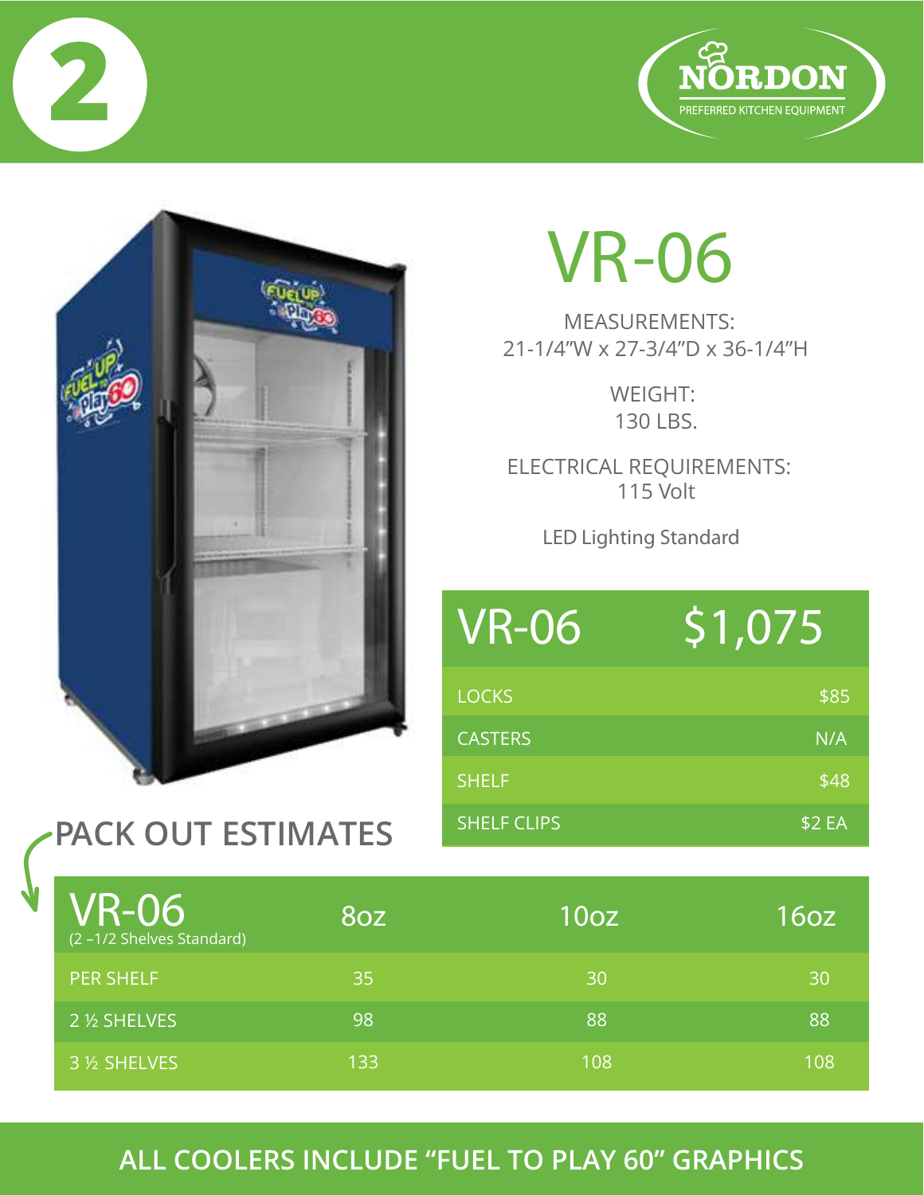2

NORDON
PREFERRED KITCHEN EQUIPMENT

# VR-06

MEASUREMENTS:
21-1/4"W x 27-3/4"D x 36-1/4"H

WEIGHT:
130 LBS.

ELECTRICAL REQUIREMENTS:
115 Volt

LED Lighting Standard

| VR-06 | $1,075 |
|---|---|
| LOCKS | $85 |
| CASTERS | N/A |
| SHELF | $48 |
| SHELF CLIPS | $2 EA |

## PACK OUT ESTIMATES

| VR-06 (2 –1/2 Shelves Standard) | 8oz | 10oz | 16oz |
|---|---|---|---|
| PER SHELF | 35 | 30 | 30 |
| 2 ½ SHELVES | 98 | 88 | 88 |
| 3 ½ SHELVES | 133 | 108 | 108 |

**ALL COOLERS INCLUDE "FUEL TO PLAY 60" GRAPHICS**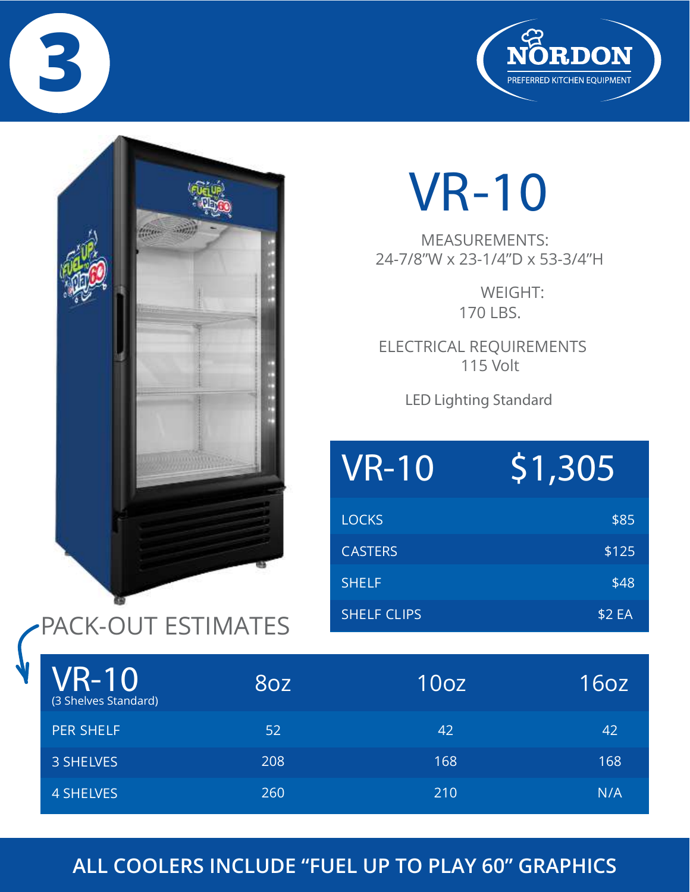3

NORDON
PREFERRED KITCHEN EQUIPMENT

# VR-10

MEASUREMENTS:
24-7/8"W x 23-1/4"D x 53-3/4"H

WEIGHT:
170 LBS.

ELECTRICAL REQUIREMENTS
115 Volt

LED Lighting Standard

| VR-10 | $1,305 |
|---|---|
| LOCKS | $85 |
| CASTERS | $125 |
| SHELF | $48 |
| SHELF CLIPS | $2 EA |

## PACK-OUT ESTIMATES

| VR-10 (3 Shelves Standard) | 8oz | 10oz | 16oz |
|---|---|---|---|
| PER SHELF | 52 | 42 | 42 |
| 3 SHELVES | 208 | 168 | 168 |
| 4 SHELVES | 260 | 210 | N/A |

**ALL COOLERS INCLUDE "FUEL UP TO PLAY 60" GRAPHICS**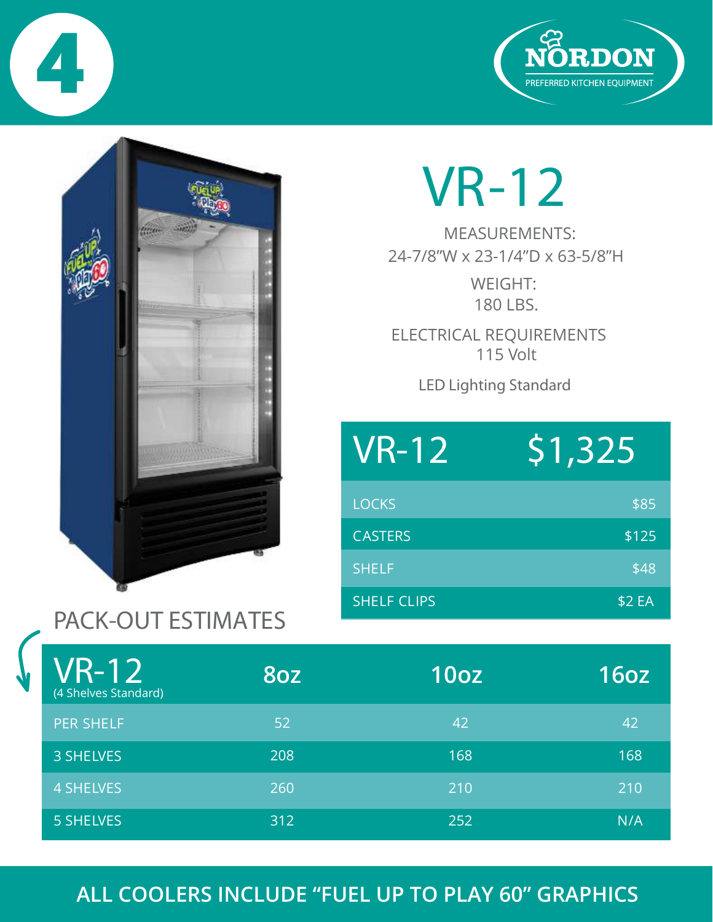4

NORDON
PREFERRED KITCHEN EQUIPMENT

# VR-12

MEASUREMENTS:
24-7/8"W x 23-1/4"D x 63-5/8"H

WEIGHT:
180 LBS.

ELECTRICAL REQUIREMENTS
115 Volt

LED Lighting Standard

| VR-12 | $1,325 |
|---|---|
| LOCKS | $85 |
| CASTERS | $125 |
| SHELF | $48 |
| SHELF CLIPS | $2 EA |

## PACK-OUT ESTIMATES

| VR-12 (4 Shelves Standard) | 8oz | 10oz | 16oz |
|---|---|---|---|
| PER SHELF | 52 | 42 | 42 |
| 3 SHELVES | 208 | 168 | 168 |
| 4 SHELVES | 260 | 210 | 210 |
| 5 SHELVES | 312 | 252 | N/A |

**ALL COOLERS INCLUDE "FUEL UP TO PLAY 60" GRAPHICS**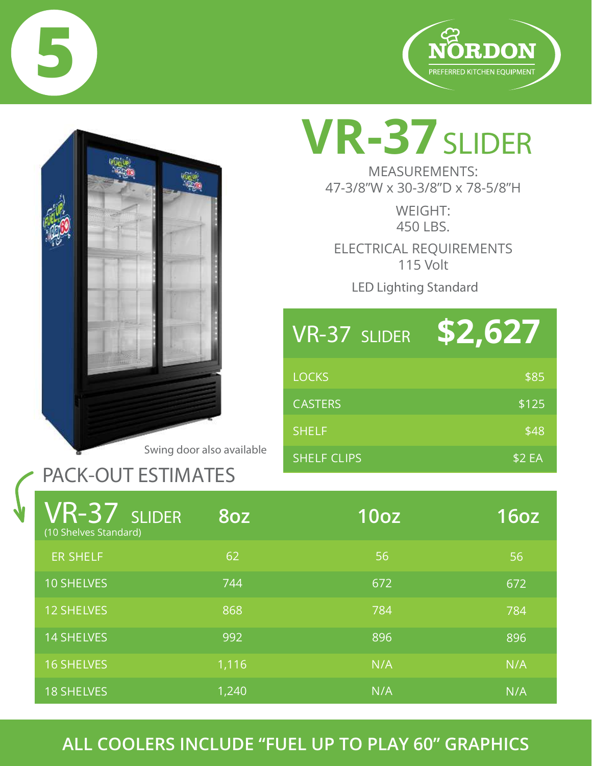5

NORDON
PREFERRED KITCHEN EQUIPMENT

# VR-37 SLIDER

MEASUREMENTS:
47-3/8"W x 30-3/8"D x 78-5/8"H

WEIGHT:
450 LBS.

ELECTRICAL REQUIREMENTS
115 Volt

LED Lighting Standard

| VR-37 SLIDER | $2,627 |
|---|---|
| LOCKS | $85 |
| CASTERS | $125 |
| SHELF | $48 |
| SHELF CLIPS | $2 EA |

Swing door also available

## PACK-OUT ESTIMATES

| VR-37 SLIDER (10 Shelves Standard) | 8oz | 10oz | 16oz |
|---|---|---|---|
| ER SHELF | 62 | 56 | 56 |
| 10 SHELVES | 744 | 672 | 672 |
| 12 SHELVES | 868 | 784 | 784 |
| 14 SHELVES | 992 | 896 | 896 |
| 16 SHELVES | 1,116 | N/A | N/A |
| 18 SHELVES | 1,240 | N/A | N/A |

**ALL COOLERS INCLUDE "FUEL UP TO PLAY 60" GRAPHICS**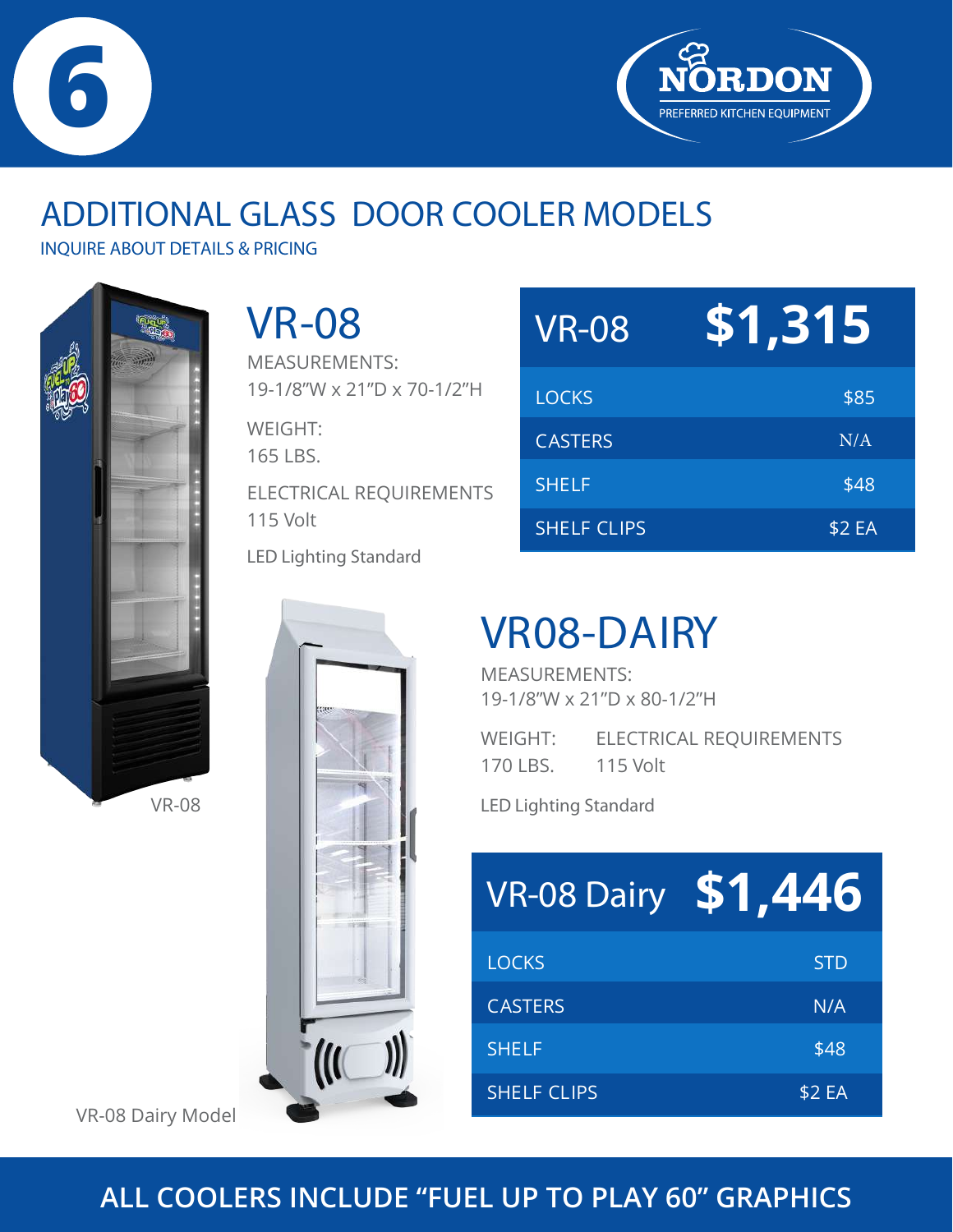# ADDITIONAL GLASS DOOR COOLER MODELS

INQUIRE ABOUT DETAILS & PRICING

## VR-08

MEASUREMENTS:
19-1/8"W x 21"D x 70-1/2"H

WEIGHT:
165 LBS.

ELECTRICAL REQUIREMENTS
115 Volt

LED Lighting Standard

| VR-08 | $1,315 |
|---|---|
| LOCKS | $85 |
| CASTERS | N/A |
| SHELF | $48 |
| SHELF CLIPS | $2 EA |

VR-08

## VR08-DAIRY

MEASUREMENTS:
19-1/8"W x 21"D x 80-1/2"H

WEIGHT:
170 LBS.

ELECTRICAL REQUIREMENTS
115 Volt

LED Lighting Standard

| VR-08 Dairy | $1,446 |
|---|---|
| LOCKS | STD |
| CASTERS | N/A |
| SHELF | $48 |
| SHELF CLIPS | $2 EA |

VR-08 Dairy Model

**ALL COOLERS INCLUDE "FUEL UP TO PLAY 60" GRAPHICS**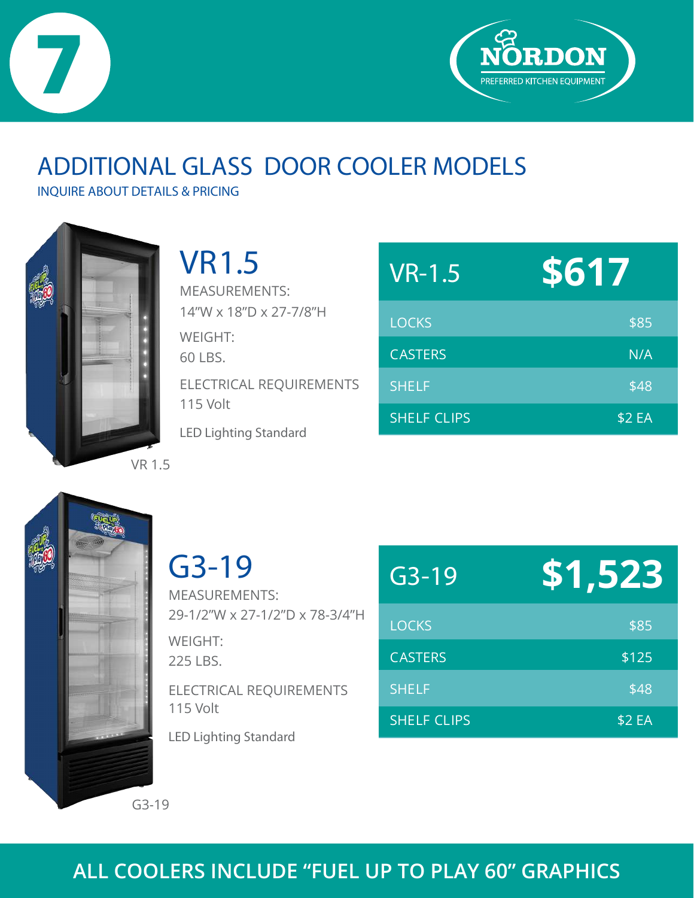7

NORDON
PREFERRED KITCHEN EQUIPMENT

# ADDITIONAL GLASS DOOR COOLER MODELS

INQUIRE ABOUT DETAILS & PRICING

## VR1.5

MEASUREMENTS:
14"W x 18"D x 27-7/8"H

WEIGHT:
60 LBS.

ELECTRICAL REQUIREMENTS
115 Volt

LED Lighting Standard

| VR-1.5 | $617 |
|---|---|
| LOCKS | $85 |
| CASTERS | N/A |
| SHELF | $48 |
| SHELF CLIPS | $2 EA |

VR 1.5

## G3-19

MEASUREMENTS:
29-1/2"W x 27-1/2"D x 78-3/4"H

WEIGHT:
225 LBS.

ELECTRICAL REQUIREMENTS
115 Volt

LED Lighting Standard

| G3-19 | $1,523 |
|---|---|
| LOCKS | $85 |
| CASTERS | $125 |
| SHELF | $48 |
| SHELF CLIPS | $2 EA |

G3-19

**ALL COOLERS INCLUDE "FUEL UP TO PLAY 60" GRAPHICS**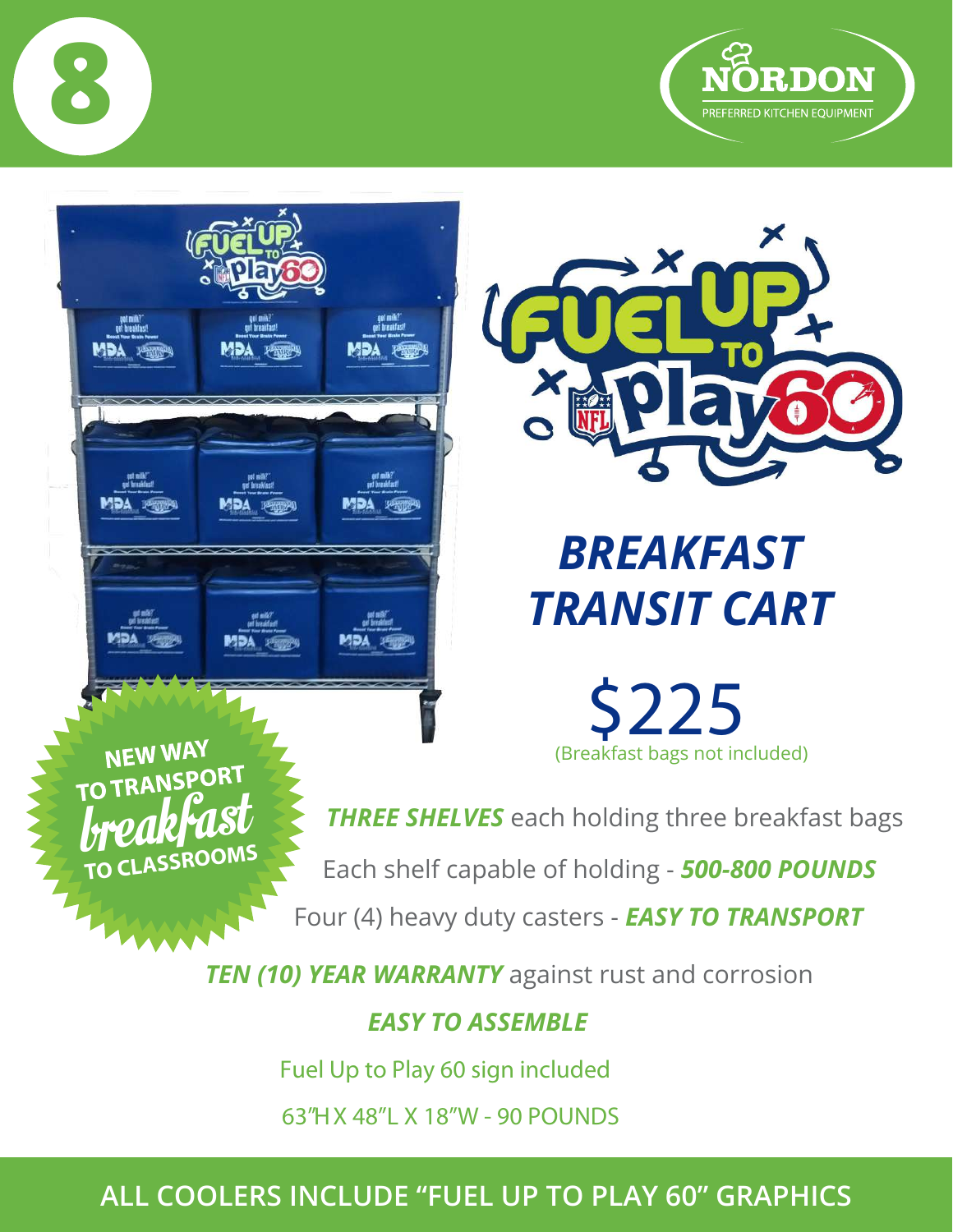8

NORDON
PREFERRED KITCHEN EQUIPMENT

# BREAKFAST TRANSIT CART

## $225

(Breakfast bags not included)

NEW WAY TO TRANSPORT *breakfast* TO CLASSROOMS

***THREE SHELVES*** each holding three breakfast bags

Each shelf capable of holding - ***500-800 POUNDS***

Four (4) heavy duty casters - ***EASY TO TRANSPORT***

***TEN (10) YEAR WARRANTY*** against rust and corrosion

***EASY TO ASSEMBLE***

Fuel Up to Play 60 sign included

63"H X 48"L X 18"W - 90 POUNDS

**ALL COOLERS INCLUDE "FUEL UP TO PLAY 60" GRAPHICS**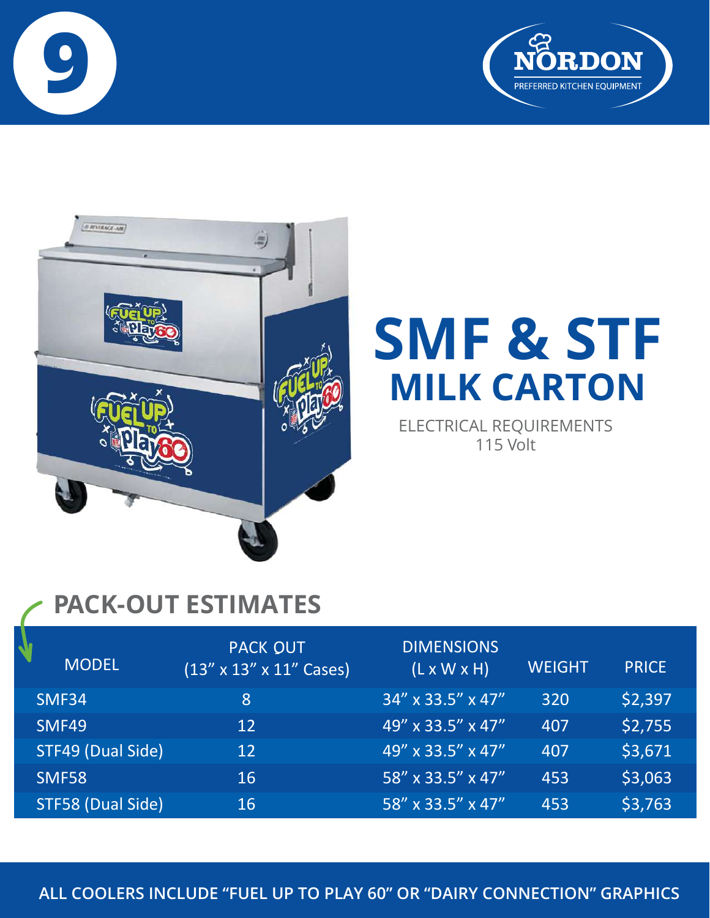# SMF & STF

## MILK CARTON

ELECTRICAL REQUIREMENTS
115 Volt

## PACK-OUT ESTIMATES

| MODEL | PACK OUT (13" x 13" x 11" Cases) | DIMENSIONS (L x W x H) | WEIGHT | PRICE |
|---|---|---|---|---|
| SMF34 | 8 | 34" x 33.5" x 47" | 320 | $2,397 |
| SMF49 | 12 | 49" x 33.5" x 47" | 407 | $2,755 |
| STF49 (Dual Side) | 12 | 49" x 33.5" x 47" | 407 | $3,671 |
| SMF58 | 16 | 58" x 33.5" x 47" | 453 | $3,063 |
| STF58 (Dual Side) | 16 | 58" x 33.5" x 47" | 453 | $3,763 |

**ALL COOLERS INCLUDE "FUEL UP TO PLAY 60" OR "DAIRY CONNECTION" GRAPHICS**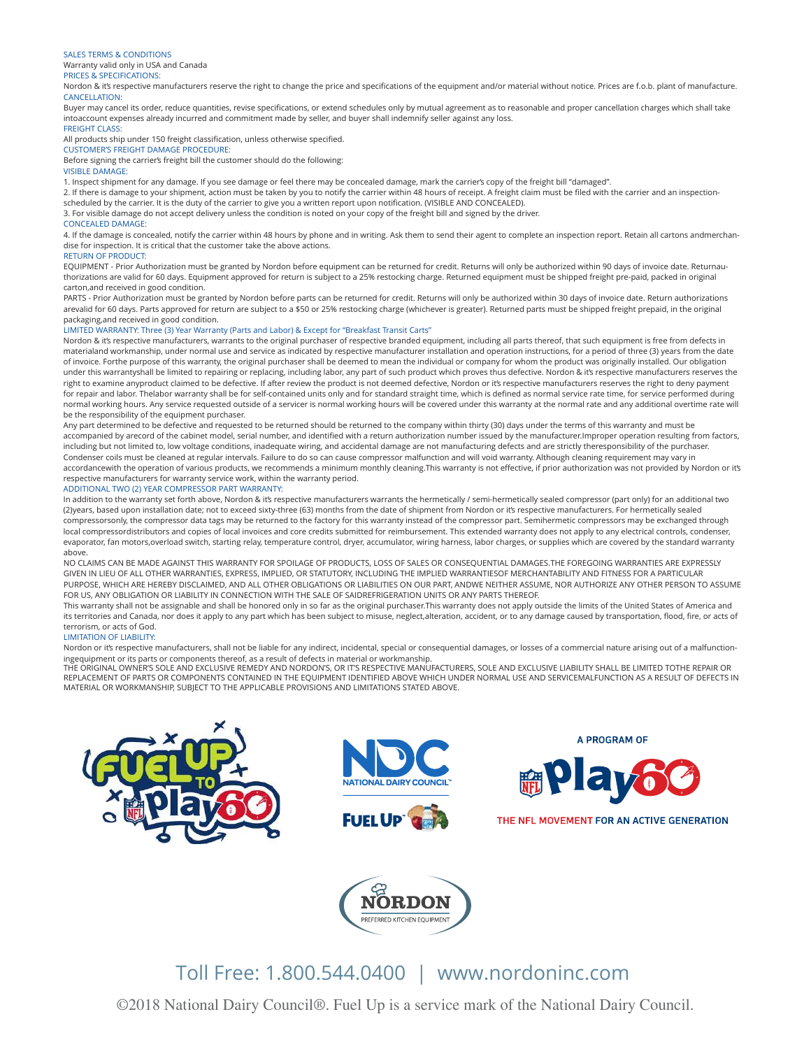SALES TERMS & CONDITIONS

Warranty valid only in USA and Canada

PRICES & SPECIFICATIONS:

Nordon & it's respective manufacturers reserve the right to change the price and specifications of the equipment and/or material without notice. Prices are f.o.b. plant of manufacture.

CANCELLATION:

Buyer may cancel its order, reduce quantities, revise specifications, or extend schedules only by mutual agreement as to reasonable and proper cancellation charges which shall take intoaccount expenses already incurred and commitment made by seller, and buyer shall indemnify seller against any loss.

FREIGHT CLASS:

All products ship under 150 freight classification, unless otherwise specified.

CUSTOMER'S FREIGHT DAMAGE PROCEDURE:

Before signing the carrier's freight bill the customer should do the following:

VISIBLE DAMAGE:

1. Inspect shipment for any damage. If you see damage or feel there may be concealed damage, mark the carrier's copy of the freight bill "damaged".
2. If there is damage to your shipment, action must be taken by you to notify the carrier within 48 hours of receipt. A freight claim must be filed with the carrier and an inspection-scheduled by the carrier. It is the duty of the carrier to give you a written report upon notification. (VISIBLE AND CONCEALED).
3. For visible damage do not accept delivery unless the condition is noted on your copy of the freight bill and signed by the driver.

CONCEALED DAMAGE:

4. If the damage is concealed, notify the carrier within 48 hours by phone and in writing. Ask them to send their agent to complete an inspection report. Retain all cartons andmerchandise for inspection. It is critical that the customer take the above actions.

RETURN OF PRODUCT:

EQUIPMENT - Prior Authorization must be granted by Nordon before equipment can be returned for credit. Returns will only be authorized within 90 days of invoice date. Returnauthorizations are valid for 60 days. Equipment approved for return is subject to a 25% restocking charge. Returned equipment must be shipped freight pre-paid, packed in original carton,and received in good condition.

PARTS - Prior Authorization must be granted by Nordon before parts can be returned for credit. Returns will only be authorized within 30 days of invoice date. Return authorizations arevalid for 60 days. Parts approved for return are subject to a $50 or 25% restocking charge (whichever is greater). Returned parts must be shipped freight prepaid, in the original packaging,and received in good condition.

LIMITED WARRANTY: Three (3) Year Warranty (Parts and Labor) & Except for "Breakfast Transit Carts"

Nordon & it's respective manufacturers, warrants to the original purchaser of respective branded equipment, including all parts thereof, that such equipment is free from defects in materialand workmanship, under normal use and service as indicated by respective manufacturer installation and operation instructions, for a period of three (3) years from the date of invoice. Forthe purpose of this warranty, the original purchaser shall be deemed to mean the individual or company for whom the product was originally installed. Our obligation under this warrantyshall be limited to repairing or replacing, including labor, any part of such product which proves thus defective. Nordon & it's respective manufacturers reserves the right to examine anyproduct claimed to be defective. If after review the product is not deemed defective, Nordon or it's respective manufacturers reserves the right to deny payment for repair and labor. Thelabor warranty shall be for self-contained units only and for standard straight time, which is defined as normal service rate time, for service performed during normal working hours. Any service requested outside of a servicer is normal working hours will be covered under this warranty at the normal rate and any additional overtime rate will be the responsibility of the equipment purchaser.

Any part determined to be defective and requested to be returned should be returned to the company within thirty (30) days under the terms of this warranty and must be accompanied by arecord of the cabinet model, serial number, and identified with a return authorization number issued by the manufacturer.Improper operation resulting from factors, including but not limited to, low voltage conditions, inadequate wiring, and accidental damage are not manufacturing defects and are strictly theresponsibility of the purchaser. Condenser coils must be cleaned at regular intervals. Failure to do so can cause compressor malfunction and will void warranty. Although cleaning requirement may vary in accordancewith the operation of various products, we recommends a minimum monthly cleaning.This warranty is not effective, if prior authorization was not provided by Nordon or it's respective manufacturers for warranty service work, within the warranty period.

ADDITIONAL TWO (2) YEAR COMPRESSOR PART WARRANTY:

In addition to the warranty set forth above, Nordon & it's respective manufacturers warrants the hermetically / semi-hermetically sealed compressor (part only) for an additional two (2)years, based upon installation date; not to exceed sixty-three (63) months from the date of shipment from Nordon or it's respective manufacturers. For hermetically sealed compressorsonly, the compressor data tags may be returned to the factory for this warranty instead of the compressor part. Semihermetic compressors may be exchanged through local compressordistributors and copies of local invoices and core credits submitted for reimbursement. This extended warranty does not apply to any electrical controls, condenser, evaporator, fan motors,overload switch, starting relay, temperature control, dryer, accumulator, wiring harness, labor charges, or supplies which are covered by the standard warranty above.

NO CLAIMS CAN BE MADE AGAINST THIS WARRANTY FOR SPOILAGE OF PRODUCTS, LOSS OF SALES OR CONSEQUENTIAL DAMAGES.THE FOREGOING WARRANTIES ARE EXPRESSLY GIVEN IN LIEU OF ALL OTHER WARRANTIES, EXPRESS, IMPLIED, OR STATUTORY, INCLUDING THE IMPLIED WARRANTIESOF MERCHANTABILITY AND FITNESS FOR A PARTICULAR PURPOSE, WHICH ARE HEREBY DISCLAIMED, AND ALL OTHER OBLIGATIONS OR LIABILITIES ON OUR PART, ANDWE NEITHER ASSUME, NOR AUTHORIZE ANY OTHER PERSON TO ASSUME FOR US, ANY OBLIGATION OR LIABILITY IN CONNECTION WITH THE SALE OF SAIDREFRIGERATION UNITS OR ANY PARTS THEREOF.

This warranty shall not be assignable and shall be honored only in so far as the original purchaser.This warranty does not apply outside the limits of the United States of America and its territories and Canada, nor does it apply to any part which has been subject to misuse, neglect,alteration, accident, or to any damage caused by transportation, flood, fire, or acts of terrorism, or acts of God.

LIMITATION OF LIABILITY:

Nordon or it's respective manufacturers, shall not be liable for any indirect, incidental, special or consequential damages, or losses of a commercial nature arising out of a malfunctioningequipment or its parts or components thereof, as a result of defects in material or workmanship.

THE ORIGINAL OWNER'S SOLE AND EXCLUSIVE REMEDY AND NORDON'S, OR IT'S RESPECTIVE MANUFACTURERS, SOLE AND EXCLUSIVE LIABILITY SHALL BE LIMITED TOTHE REPAIR OR REPLACEMENT OF PARTS OR COMPONENTS CONTAINED IN THE EQUIPMENT IDENTIFIED ABOVE WHICH UNDER NORMAL USE AND SERVICEMALFUNCTION AS A RESULT OF DEFECTS IN MATERIAL OR WORKMANSHIP, SUBJECT TO THE APPLICABLE PROVISIONS AND LIMITATIONS STATED ABOVE.

A PROGRAM OF

THE NFL MOVEMENT FOR AN ACTIVE GENERATION

Toll Free: 1.800.544.0400 | www.nordoninc.com

©2018 National Dairy Council®. Fuel Up is a service mark of the National Dairy Council.